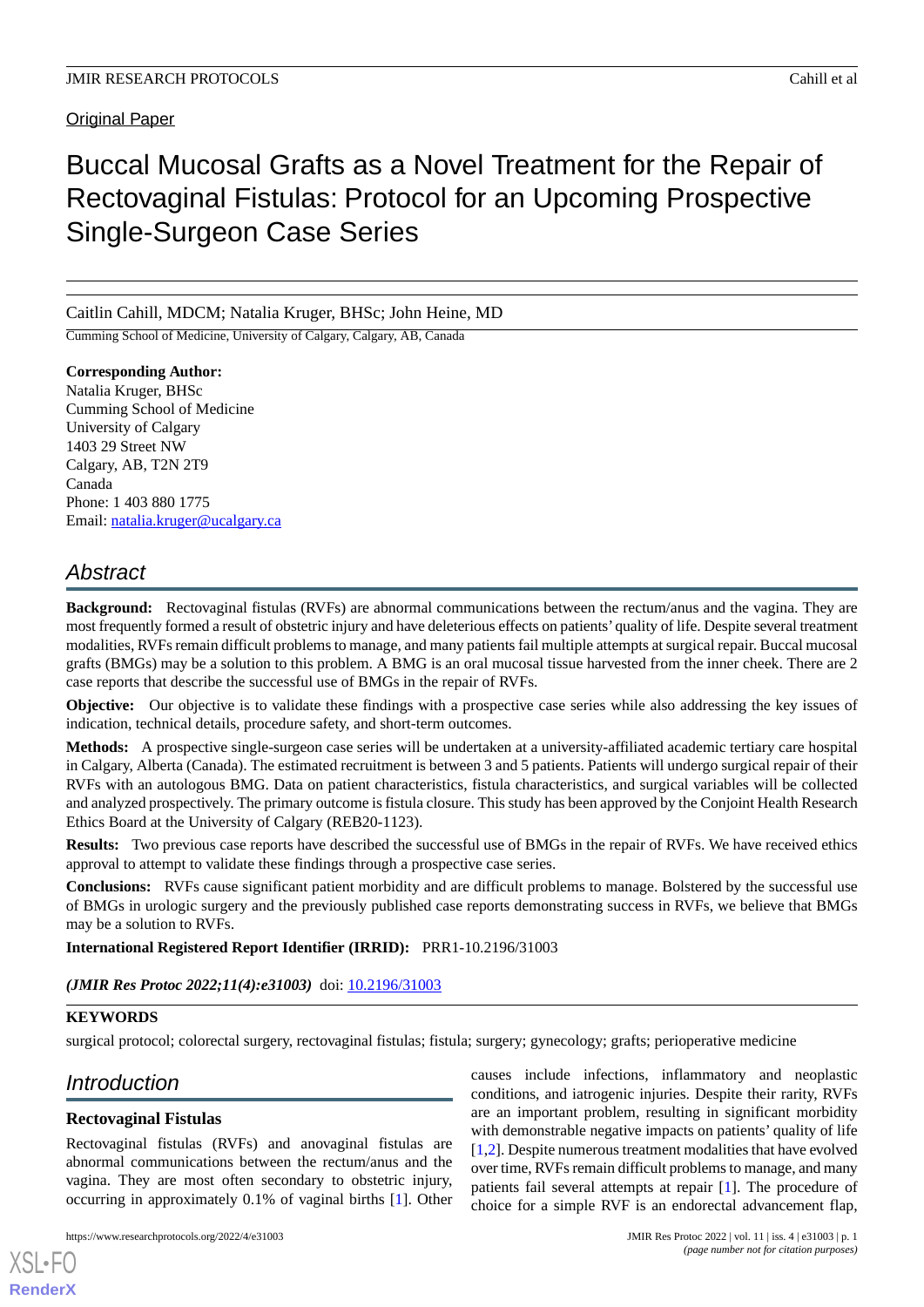Original Paper

# Buccal Mucosal Grafts as a Novel Treatment for the Repair of Rectovaginal Fistulas: Protocol for an Upcoming Prospective Single-Surgeon Case Series

Caitlin Cahill, MDCM; Natalia Kruger, BHSc; John Heine, MD

Cumming School of Medicine, University of Calgary, Calgary, AB, Canada

**Corresponding Author:**
Natalia Kruger, BHSc
Cumming School of Medicine
University of Calgary
1403 29 Street NW
Calgary, AB, T2N 2T9
Canada
Phone: 1 403 880 1775
Email: natalia.kruger@ucalgary.ca

## Abstract

**Background:** Rectovaginal fistulas (RVFs) are abnormal communications between the rectum/anus and the vagina. They are most frequently formed a result of obstetric injury and have deleterious effects on patients' quality of life. Despite several treatment modalities, RVFs remain difficult problems to manage, and many patients fail multiple attempts at surgical repair. Buccal mucosal grafts (BMGs) may be a solution to this problem. A BMG is an oral mucosal tissue harvested from the inner cheek. There are 2 case reports that describe the successful use of BMGs in the repair of RVFs.

**Objective:** Our objective is to validate these findings with a prospective case series while also addressing the key issues of indication, technical details, procedure safety, and short-term outcomes.

**Methods:** A prospective single-surgeon case series will be undertaken at a university-affiliated academic tertiary care hospital in Calgary, Alberta (Canada). The estimated recruitment is between 3 and 5 patients. Patients will undergo surgical repair of their RVFs with an autologous BMG. Data on patient characteristics, fistula characteristics, and surgical variables will be collected and analyzed prospectively. The primary outcome is fistula closure. This study has been approved by the Conjoint Health Research Ethics Board at the University of Calgary (REB20-1123).

**Results:** Two previous case reports have described the successful use of BMGs in the repair of RVFs. We have received ethics approval to attempt to validate these findings through a prospective case series.

**Conclusions:** RVFs cause significant patient morbidity and are difficult problems to manage. Bolstered by the successful use of BMGs in urologic surgery and the previously published case reports demonstrating success in RVFs, we believe that BMGs may be a solution to RVFs.

**International Registered Report Identifier (IRRID):** PRR1-10.2196/31003

***(JMIR Res Protoc 2022;11(4):e31003)*** doi: 10.2196/31003

**KEYWORDS**

surgical protocol; colorectal surgery, rectovaginal fistulas; fistula; surgery; gynecology; grafts; perioperative medicine

## Introduction

### Rectovaginal Fistulas

Rectovaginal fistulas (RVFs) and anovaginal fistulas are abnormal communications between the rectum/anus and the vagina. They are most often secondary to obstetric injury, occurring in approximately 0.1% of vaginal births [1]. Other causes include infections, inflammatory and neoplastic conditions, and iatrogenic injuries. Despite their rarity, RVFs are an important problem, resulting in significant morbidity with demonstrable negative impacts on patients' quality of life [1,2]. Despite numerous treatment modalities that have evolved over time, RVFs remain difficult problems to manage, and many patients fail several attempts at repair [1]. The procedure of choice for a simple RVF is an endorectal advancement flap,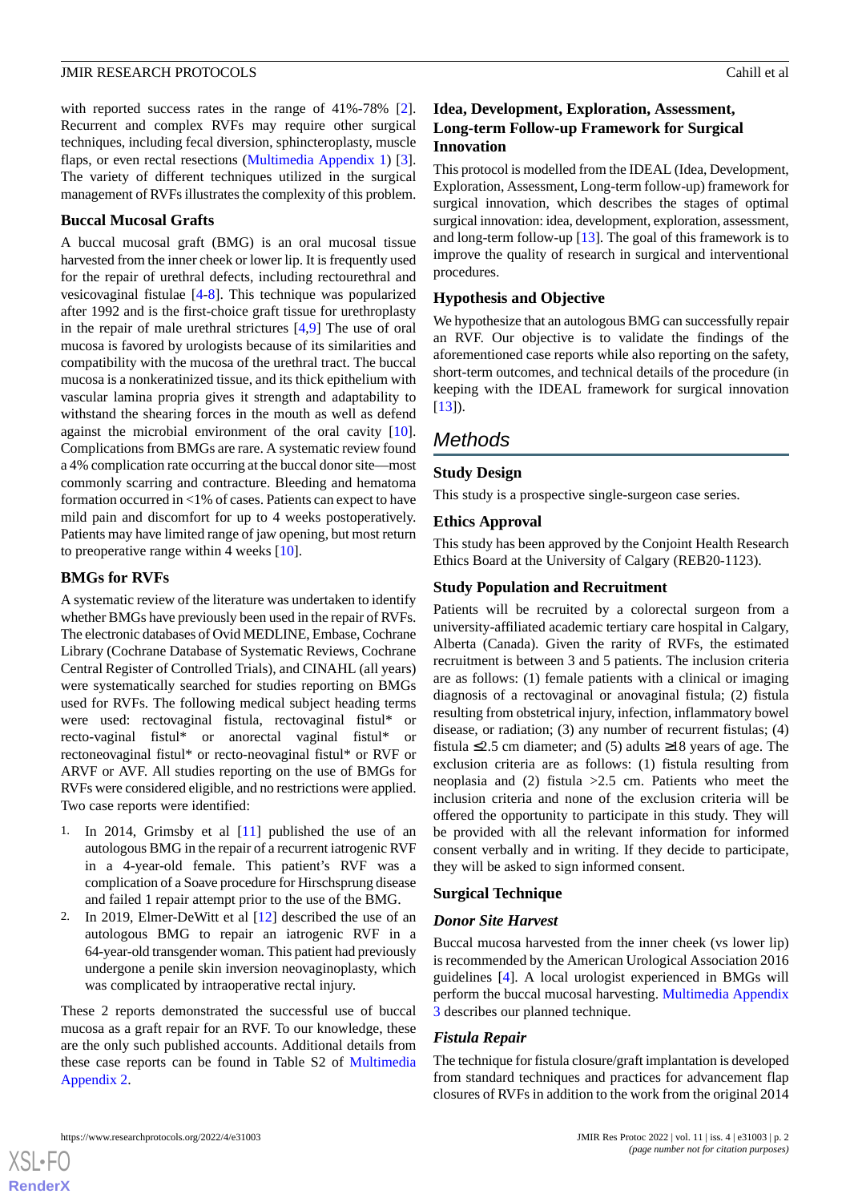with reported success rates in the range of 41%-78% [2]. Recurrent and complex RVFs may require other surgical techniques, including fecal diversion, sphincteroplasty, muscle flaps, or even rectal resections (Multimedia Appendix 1) [3]. The variety of different techniques utilized in the surgical management of RVFs illustrates the complexity of this problem.

### Buccal Mucosal Grafts

A buccal mucosal graft (BMG) is an oral mucosal tissue harvested from the inner cheek or lower lip. It is frequently used for the repair of urethral defects, including rectourethral and vesicovaginal fistulae [4-8]. This technique was popularized after 1992 and is the first-choice graft tissue for urethroplasty in the repair of male urethral strictures [4,9] The use of oral mucosa is favored by urologists because of its similarities and compatibility with the mucosa of the urethral tract. The buccal mucosa is a nonkeratinized tissue, and its thick epithelium with vascular lamina propria gives it strength and adaptability to withstand the shearing forces in the mouth as well as defend against the microbial environment of the oral cavity [10]. Complications from BMGs are rare. A systematic review found a 4% complication rate occurring at the buccal donor site—most commonly scarring and contracture. Bleeding and hematoma formation occurred in <1% of cases. Patients can expect to have mild pain and discomfort for up to 4 weeks postoperatively. Patients may have limited range of jaw opening, but most return to preoperative range within 4 weeks [10].

### BMGs for RVFs

A systematic review of the literature was undertaken to identify whether BMGs have previously been used in the repair of RVFs. The electronic databases of Ovid MEDLINE, Embase, Cochrane Library (Cochrane Database of Systematic Reviews, Cochrane Central Register of Controlled Trials), and CINAHL (all years) were systematically searched for studies reporting on BMGs used for RVFs. The following medical subject heading terms were used: rectovaginal fistula, rectovaginal fistul* or recto-vaginal fistul* or anorectal vaginal fistul* or rectoneovaginal fistul* or recto-neovaginal fistul* or RVF or ARVF or AVF. All studies reporting on the use of BMGs for RVFs were considered eligible, and no restrictions were applied. Two case reports were identified:

1. In 2014, Grimsby et al [11] published the use of an autologous BMG in the repair of a recurrent iatrogenic RVF in a 4-year-old female. This patient's RVF was a complication of a Soave procedure for Hirschsprung disease and failed 1 repair attempt prior to the use of the BMG.
2. In 2019, Elmer-DeWitt et al [12] described the use of an autologous BMG to repair an iatrogenic RVF in a 64-year-old transgender woman. This patient had previously undergone a penile skin inversion neovaginoplasty, which was complicated by intraoperative rectal injury.

These 2 reports demonstrated the successful use of buccal mucosa as a graft repair for an RVF. To our knowledge, these are the only such published accounts. Additional details from these case reports can be found in Table S2 of Multimedia Appendix 2.

### Idea, Development, Exploration, Assessment, Long-term Follow-up Framework for Surgical Innovation

This protocol is modelled from the IDEAL (Idea, Development, Exploration, Assessment, Long-term Follow-up) framework for surgical innovation, which describes the stages of optimal surgical innovation: idea, development, exploration, assessment, and long-term follow-up [13]. The goal of this framework is to improve the quality of research in surgical and interventional procedures.

### Hypothesis and Objective

We hypothesize that an autologous BMG can successfully repair an RVF. Our objective is to validate the findings of the aforementioned case reports while also reporting on the safety, short-term outcomes, and technical details of the procedure (in keeping with the IDEAL framework for surgical innovation [13]).

## Methods

### Study Design

This study is a prospective single-surgeon case series.

### Ethics Approval

This study has been approved by the Conjoint Health Research Ethics Board at the University of Calgary (REB20-1123).

### Study Population and Recruitment

Patients will be recruited by a colorectal surgeon from a university-affiliated academic tertiary care hospital in Calgary, Alberta (Canada). Given the rarity of RVFs, the estimated recruitment is between 3 and 5 patients. The inclusion criteria are as follows: (1) female patients with a clinical or imaging diagnosis of a rectovaginal or anovaginal fistula; (2) fistula resulting from obstetrical injury, infection, inflammatory bowel disease, or radiation; (3) any number of recurrent fistulas; (4) fistula ≤2.5 cm diameter; and (5) adults ≥18 years of age. The exclusion criteria are as follows: (1) fistula resulting from neoplasia and (2) fistula >2.5 cm. Patients who meet the inclusion criteria and none of the exclusion criteria will be offered the opportunity to participate in this study. They will be provided with all the relevant information for informed consent verbally and in writing. If they decide to participate, they will be asked to sign informed consent.

### Surgical Technique

#### *Donor Site Harvest*

Buccal mucosa harvested from the inner cheek (vs lower lip) is recommended by the American Urological Association 2016 guidelines [4]. A local urologist experienced in BMGs will perform the buccal mucosal harvesting. Multimedia Appendix 3 describes our planned technique.

#### *Fistula Repair*

The technique for fistula closure/graft implantation is developed from standard techniques and practices for advancement flap closures of RVFs in addition to the work from the original 2014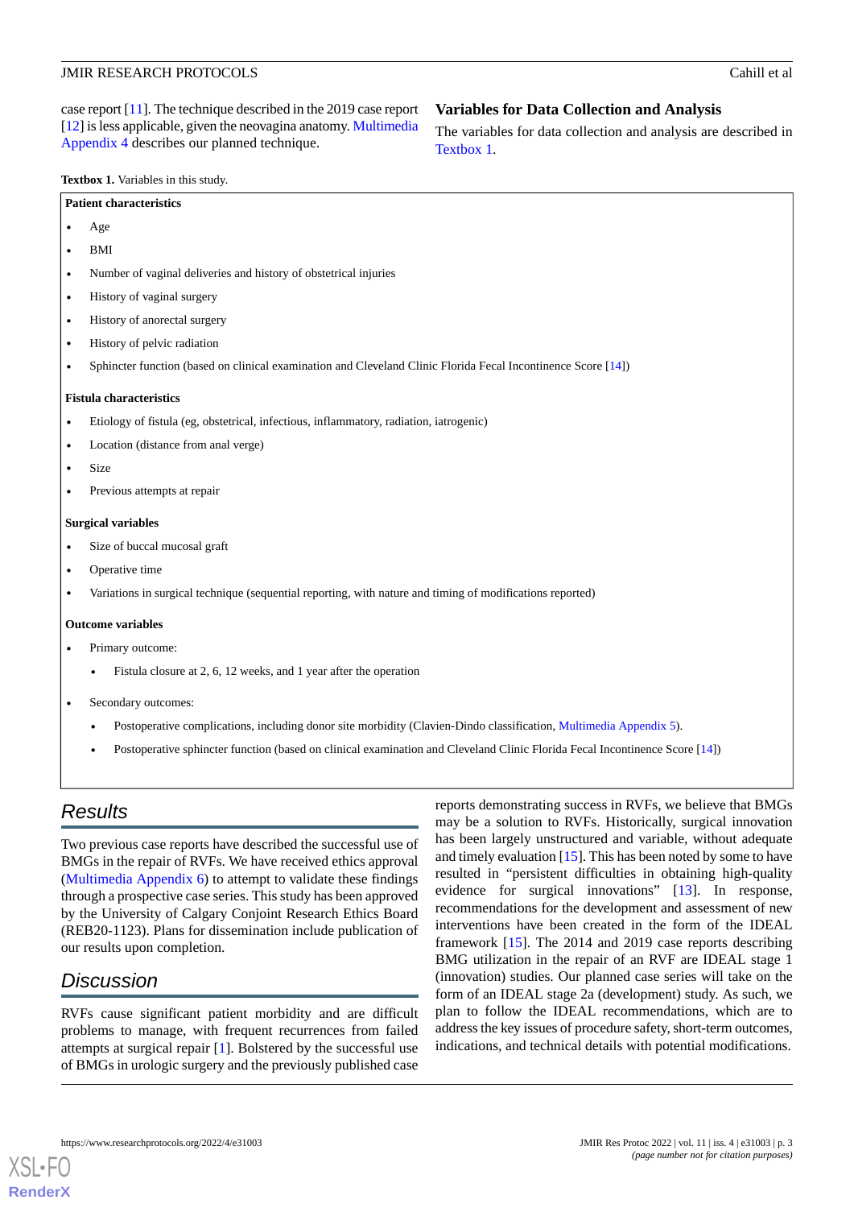case report [11]. The technique described in the 2019 case report [12] is less applicable, given the neovagina anatomy. Multimedia Appendix 4 describes our planned technique.

### Variables for Data Collection and Analysis

The variables for data collection and analysis are described in Textbox 1.

**Textbox 1.** Variables in this study.

**Patient characteristics**

- Age
- BMI
- Number of vaginal deliveries and history of obstetrical injuries
- History of vaginal surgery
- History of anorectal surgery
- History of pelvic radiation
- Sphincter function (based on clinical examination and Cleveland Clinic Florida Fecal Incontinence Score [14])

**Fistula characteristics**

- Etiology of fistula (eg, obstetrical, infectious, inflammatory, radiation, iatrogenic)
- Location (distance from anal verge)
- Size
- Previous attempts at repair

**Surgical variables**

- Size of buccal mucosal graft
- Operative time
- Variations in surgical technique (sequential reporting, with nature and timing of modifications reported)

**Outcome variables**

- Primary outcome:
  - Fistula closure at 2, 6, 12 weeks, and 1 year after the operation
- Secondary outcomes:
  - Postoperative complications, including donor site morbidity (Clavien-Dindo classification, Multimedia Appendix 5).
  - Postoperative sphincter function (based on clinical examination and Cleveland Clinic Florida Fecal Incontinence Score [14])

## Results

Two previous case reports have described the successful use of BMGs in the repair of RVFs. We have received ethics approval (Multimedia Appendix 6) to attempt to validate these findings through a prospective case series. This study has been approved by the University of Calgary Conjoint Research Ethics Board (REB20-1123). Plans for dissemination include publication of our results upon completion.

## Discussion

RVFs cause significant patient morbidity and are difficult problems to manage, with frequent recurrences from failed attempts at surgical repair [1]. Bolstered by the successful use of BMGs in urologic surgery and the previously published case reports demonstrating success in RVFs, we believe that BMGs may be a solution to RVFs. Historically, surgical innovation has been largely unstructured and variable, without adequate and timely evaluation [15]. This has been noted by some to have resulted in "persistent difficulties in obtaining high-quality evidence for surgical innovations" [13]. In response, recommendations for the development and assessment of new interventions have been created in the form of the IDEAL framework [15]. The 2014 and 2019 case reports describing BMG utilization in the repair of an RVF are IDEAL stage 1 (innovation) studies. Our planned case series will take on the form of an IDEAL stage 2a (development) study. As such, we plan to follow the IDEAL recommendations, which are to address the key issues of procedure safety, short-term outcomes, indications, and technical details with potential modifications.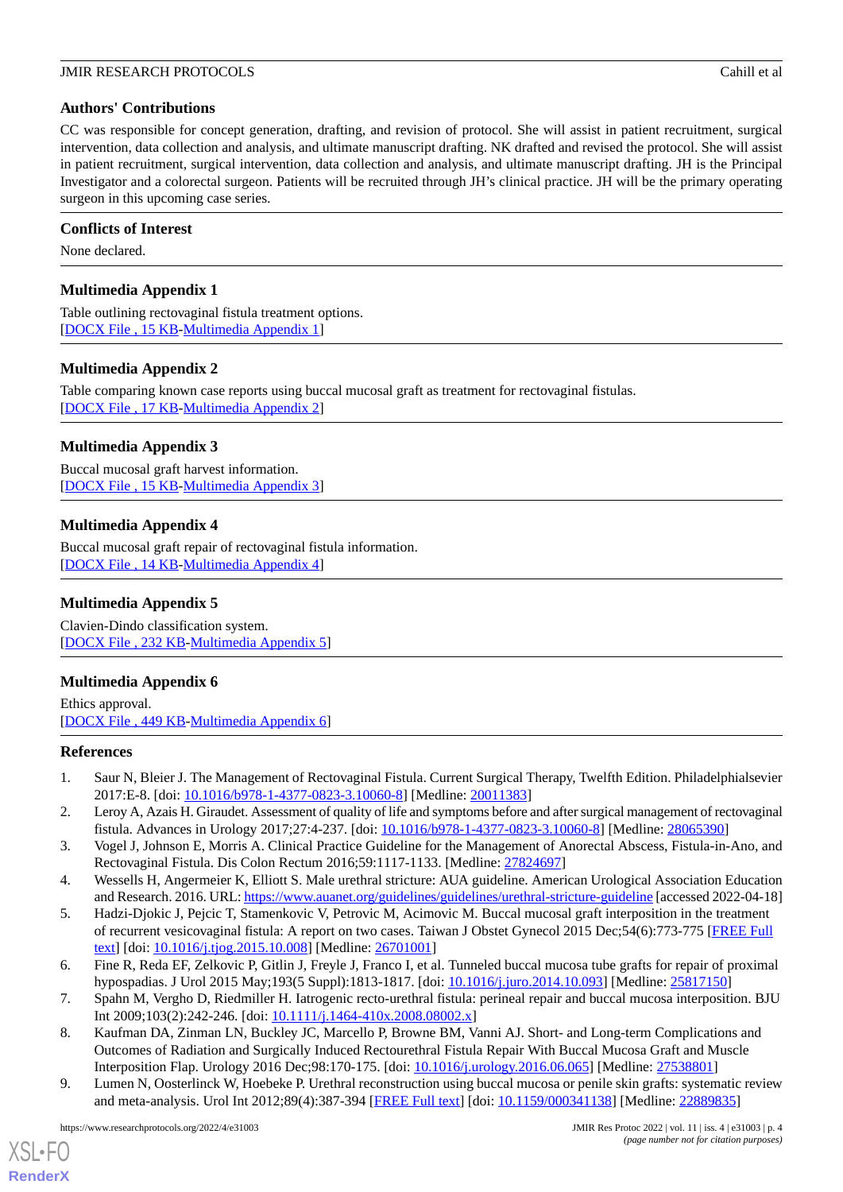## Authors' Contributions

CC was responsible for concept generation, drafting, and revision of protocol. She will assist in patient recruitment, surgical intervention, data collection and analysis, and ultimate manuscript drafting. NK drafted and revised the protocol. She will assist in patient recruitment, surgical intervention, data collection and analysis, and ultimate manuscript drafting. JH is the Principal Investigator and a colorectal surgeon. Patients will be recruited through JH's clinical practice. JH will be the primary operating surgeon in this upcoming case series.

## Conflicts of Interest

None declared.

## Multimedia Appendix 1

Table outlining rectovaginal fistula treatment options.
[DOCX File , 15 KB-Multimedia Appendix 1]

## Multimedia Appendix 2

Table comparing known case reports using buccal mucosal graft as treatment for rectovaginal fistulas.
[DOCX File , 17 KB-Multimedia Appendix 2]

## Multimedia Appendix 3

Buccal mucosal graft harvest information.
[DOCX File , 15 KB-Multimedia Appendix 3]

## Multimedia Appendix 4

Buccal mucosal graft repair of rectovaginal fistula information.
[DOCX File , 14 KB-Multimedia Appendix 4]

## Multimedia Appendix 5

Clavien-Dindo classification system.
[DOCX File , 232 KB-Multimedia Appendix 5]

## Multimedia Appendix 6

Ethics approval.
[DOCX File , 449 KB-Multimedia Appendix 6]

## References

1. Saur N, Bleier J. The Management of Rectovaginal Fistula. Current Surgical Therapy, Twelfth Edition. Philadelphialsevier 2017:E-8. [doi: 10.1016/b978-1-4377-0823-3.10060-8] [Medline: 20011383]
2. Leroy A, Azais H. Giraudet. Assessment of quality of life and symptoms before and after surgical management of rectovaginal fistula. Advances in Urology 2017;27:4-237. [doi: 10.1016/b978-1-4377-0823-3.10060-8] [Medline: 28065390]
3. Vogel J, Johnson E, Morris A. Clinical Practice Guideline for the Management of Anorectal Abscess, Fistula-in-Ano, and Rectovaginal Fistula. Dis Colon Rectum 2016;59:1117-1133. [Medline: 27824697]
4. Wessells H, Angermeier K, Elliott S. Male urethral stricture: AUA guideline. American Urological Association Education and Research. 2016. URL: https://www.auanet.org/guidelines/guidelines/urethral-stricture-guideline [accessed 2022-04-18]
5. Hadzi-Djokic J, Pejcic T, Stamenkovic V, Petrovic M, Acimovic M. Buccal mucosal graft interposition in the treatment of recurrent vesicovaginal fistula: A report on two cases. Taiwan J Obstet Gynecol 2015 Dec;54(6):773-775 [FREE Full text] [doi: 10.1016/j.tjog.2015.10.008] [Medline: 26701001]
6. Fine R, Reda EF, Zelkovic P, Gitlin J, Freyle J, Franco I, et al. Tunneled buccal mucosa tube grafts for repair of proximal hypospadias. J Urol 2015 May;193(5 Suppl):1813-1817. [doi: 10.1016/j.juro.2014.10.093] [Medline: 25817150]
7. Spahn M, Vergho D, Riedmiller H. Iatrogenic recto-urethral fistula: perineal repair and buccal mucosa interposition. BJU Int 2009;103(2):242-246. [doi: 10.1111/j.1464-410x.2008.08002.x]
8. Kaufman DA, Zinman LN, Buckley JC, Marcello P, Browne BM, Vanni AJ. Short- and Long-term Complications and Outcomes of Radiation and Surgically Induced Rectourethral Fistula Repair With Buccal Mucosa Graft and Muscle Interposition Flap. Urology 2016 Dec;98:170-175. [doi: 10.1016/j.urology.2016.06.065] [Medline: 27538801]
9. Lumen N, Oosterlinck W, Hoebeke P. Urethral reconstruction using buccal mucosa or penile skin grafts: systematic review and meta-analysis. Urol Int 2012;89(4):387-394 [FREE Full text] [doi: 10.1159/000341138] [Medline: 22889835]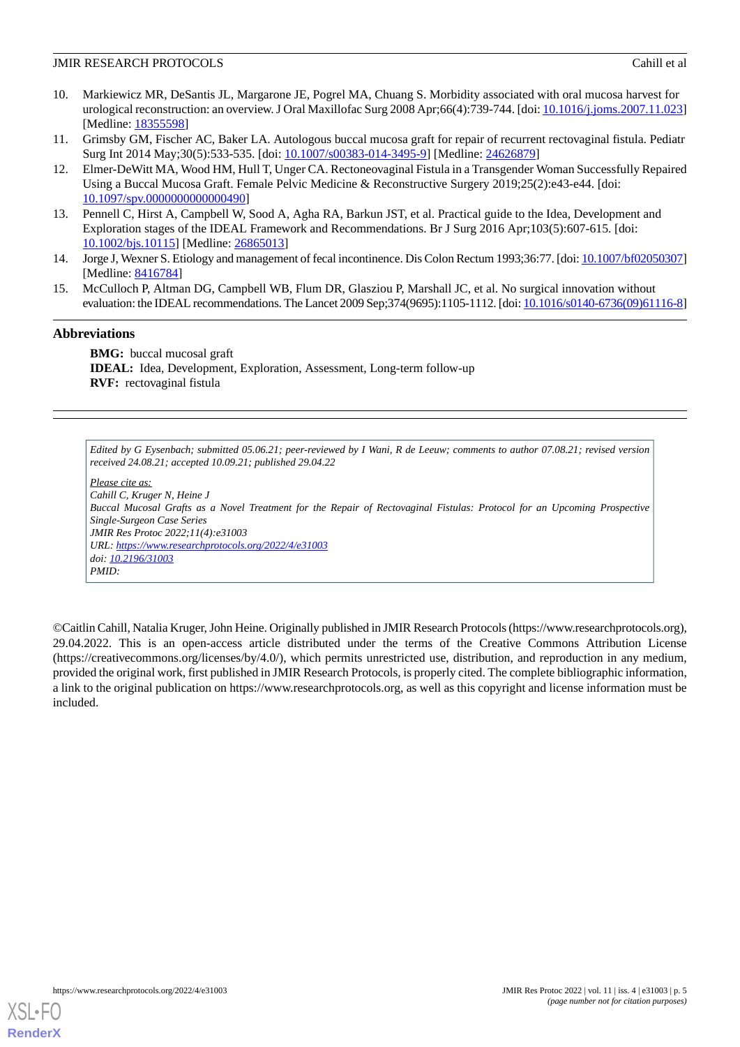10. Markiewicz MR, DeSantis JL, Margarone JE, Pogrel MA, Chuang S. Morbidity associated with oral mucosa harvest for urological reconstruction: an overview. J Oral Maxillofac Surg 2008 Apr;66(4):739-744. [doi: 10.1016/j.joms.2007.11.023] [Medline: 18355598]
11. Grimsby GM, Fischer AC, Baker LA. Autologous buccal mucosa graft for repair of recurrent rectovaginal fistula. Pediatr Surg Int 2014 May;30(5):533-535. [doi: 10.1007/s00383-014-3495-9] [Medline: 24626879]
12. Elmer-DeWitt MA, Wood HM, Hull T, Unger CA. Rectoneovaginal Fistula in a Transgender Woman Successfully Repaired Using a Buccal Mucosa Graft. Female Pelvic Medicine & Reconstructive Surgery 2019;25(2):e43-e44. [doi: 10.1097/spv.0000000000000490]
13. Pennell C, Hirst A, Campbell W, Sood A, Agha RA, Barkun JST, et al. Practical guide to the Idea, Development and Exploration stages of the IDEAL Framework and Recommendations. Br J Surg 2016 Apr;103(5):607-615. [doi: 10.1002/bjs.10115] [Medline: 26865013]
14. Jorge J, Wexner S. Etiology and management of fecal incontinence. Dis Colon Rectum 1993;36:77. [doi: 10.1007/bf02050307] [Medline: 8416784]
15. McCulloch P, Altman DG, Campbell WB, Flum DR, Glasziou P, Marshall JC, et al. No surgical innovation without evaluation: the IDEAL recommendations. The Lancet 2009 Sep;374(9695):1105-1112. [doi: 10.1016/s0140-6736(09)61116-8]

## Abbreviations

**BMG:** buccal mucosal graft
**IDEAL:** Idea, Development, Exploration, Assessment, Long-term follow-up
**RVF:** rectovaginal fistula

*Edited by G Eysenbach; submitted 05.06.21; peer-reviewed by I Wani, R de Leeuw; comments to author 07.08.21; revised version received 24.08.21; accepted 10.09.21; published 29.04.22*

*Please cite as:*
*Cahill C, Kruger N, Heine J*
*Buccal Mucosal Grafts as a Novel Treatment for the Repair of Rectovaginal Fistulas: Protocol for an Upcoming Prospective Single-Surgeon Case Series*
*JMIR Res Protoc 2022;11(4):e31003*
*URL: https://www.researchprotocols.org/2022/4/e31003*
*doi: 10.2196/31003*
*PMID:*

©Caitlin Cahill, Natalia Kruger, John Heine. Originally published in JMIR Research Protocols (https://www.researchprotocols.org), 29.04.2022. This is an open-access article distributed under the terms of the Creative Commons Attribution License (https://creativecommons.org/licenses/by/4.0/), which permits unrestricted use, distribution, and reproduction in any medium, provided the original work, first published in JMIR Research Protocols, is properly cited. The complete bibliographic information, a link to the original publication on https://www.researchprotocols.org, as well as this copyright and license information must be included.